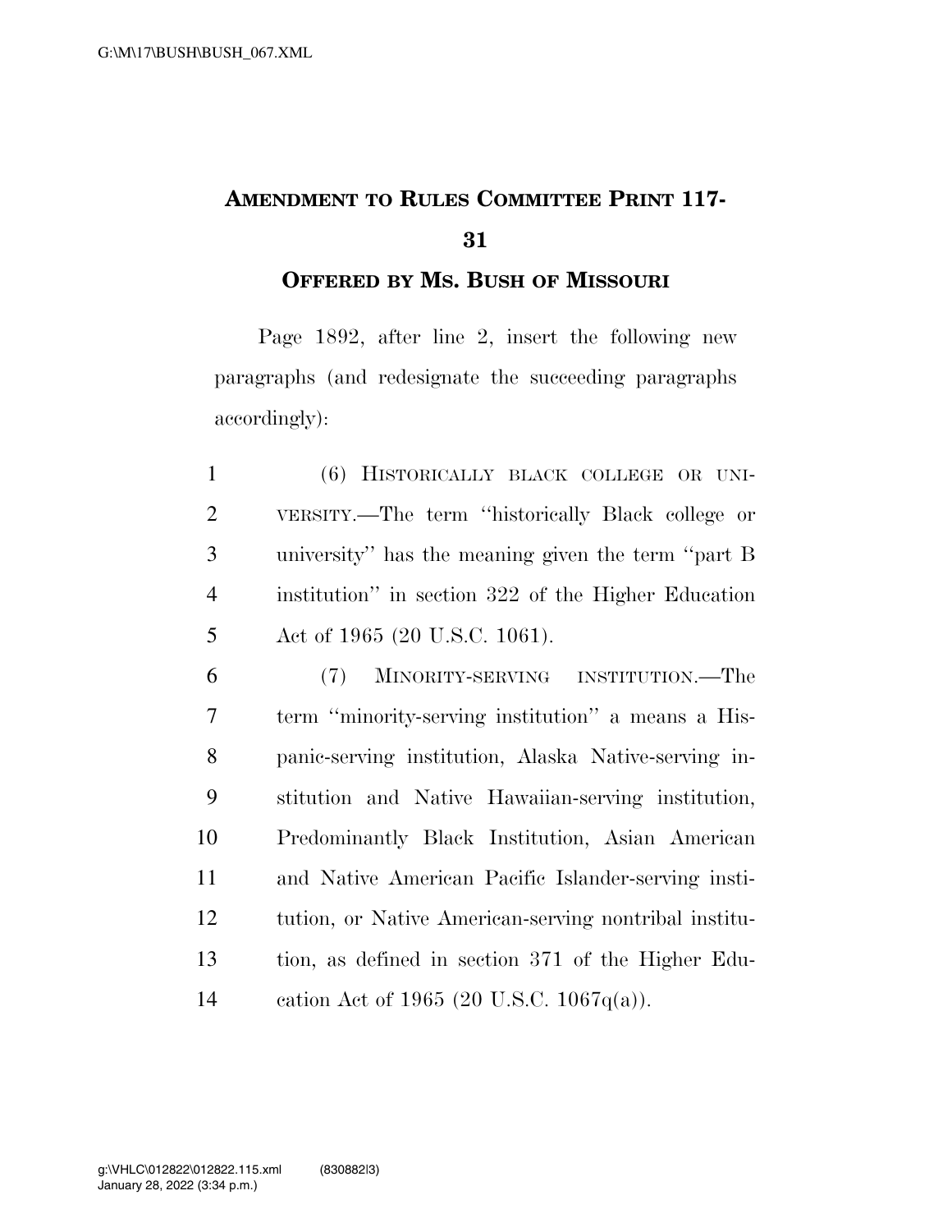# AMENDMENT TO RULES COMMITTEE PRINT 117-31

## OFFERED BY MS. BUSH OF MISSOURI

Page 1892, after line 2, insert the following new paragraphs (and redesignate the succeeding paragraphs accordingly):

(6) HISTORICALLY BLACK COLLEGE OR UNIVERSITY.—The term ''historically Black college or university'' has the meaning given the term ''part B institution'' in section 322 of the Higher Education Act of 1965 (20 U.S.C. 1061).

(7) MINORITY-SERVING INSTITUTION.—The term ''minority-serving institution'' a means a Hispanic-serving institution, Alaska Native-serving institution and Native Hawaiian-serving institution, Predominantly Black Institution, Asian American and Native American Pacific Islander-serving institution, or Native American-serving nontribal institution, as defined in section 371 of the Higher Education Act of 1965 (20 U.S.C. 1067q(a)).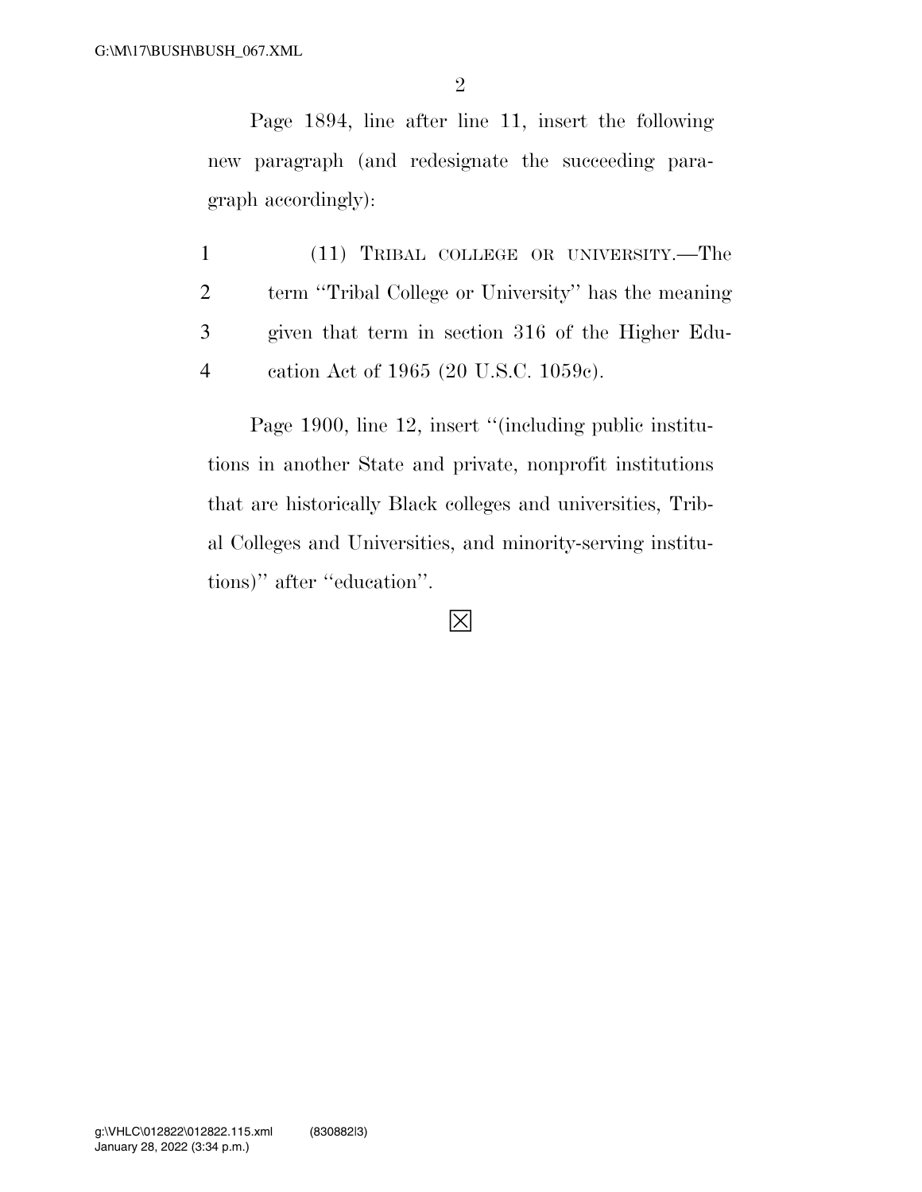Page 1894, line after line 11, insert the following new paragraph (and redesignate the succeeding paragraph accordingly):

(11) TRIBAL COLLEGE OR UNIVERSITY.—The term ''Tribal College or University'' has the meaning given that term in section 316 of the Higher Education Act of 1965 (20 U.S.C. 1059c).

Page 1900, line 12, insert ''(including public institutions in another State and private, nonprofit institutions that are historically Black colleges and universities, Tribal Colleges and Universities, and minority-serving institutions)'' after ''education''.

☒